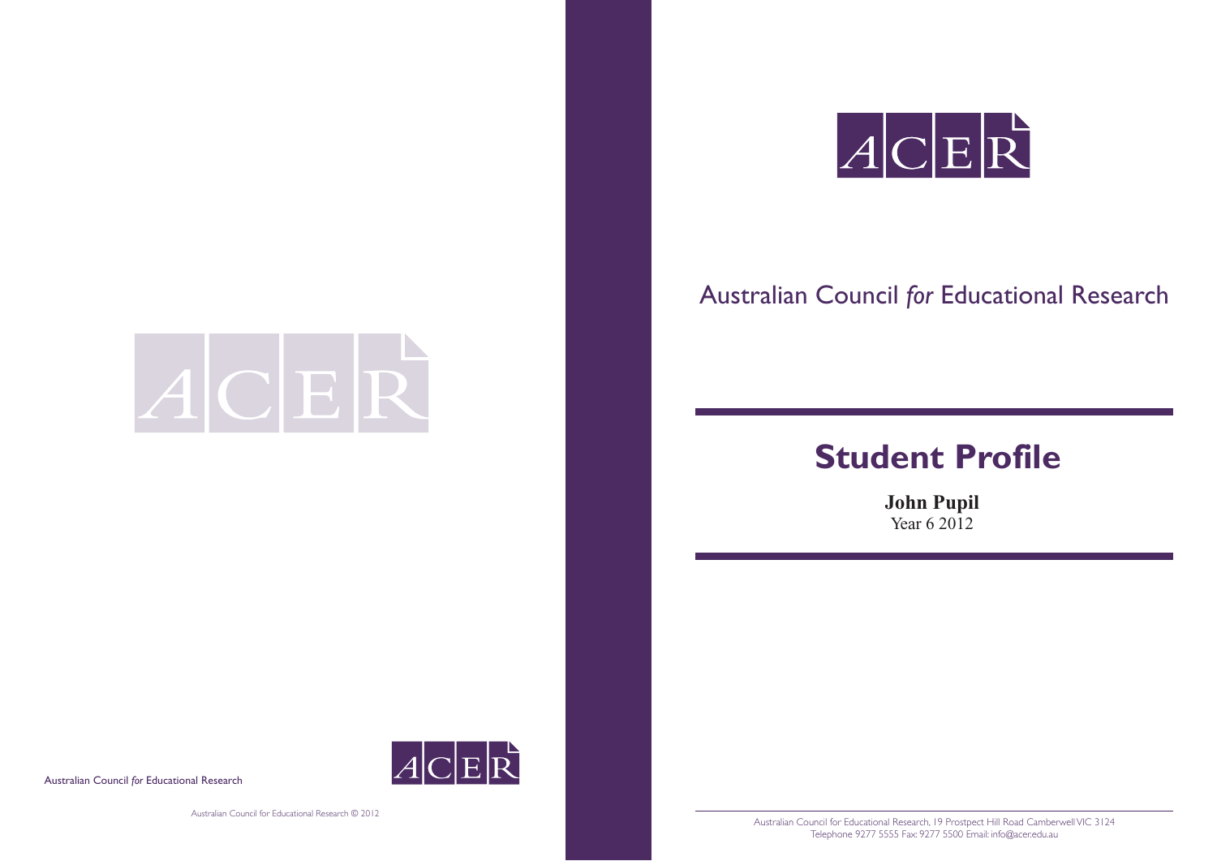Australian Council *for* Educational Research

Australian Council for Educational Research © 2012

ACER

Australian Council *for* Educational Research

# Student Profile

**John Pupil**
Year 6 2012

Australian Council for Educational Research, 19 Prostpect Hill Road Camberwell VIC 3124
Telephone 9277 5555 Fax: 9277 5500 Email: info@acer.edu.au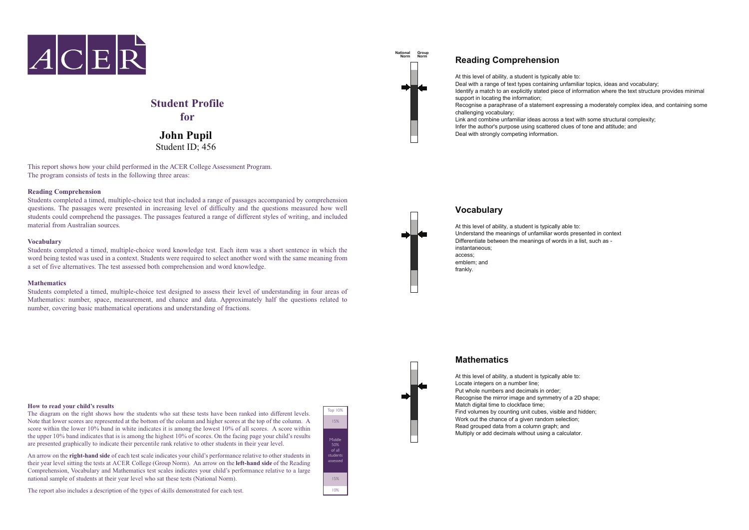ACER

# Student Profile for

## John Pupil

Student ID; 456

This report shows how your child performed in the ACER College Assessment Program.
The program consists of tests in the following three areas:

**Reading Comprehension**

Students completed a timed, multiple-choice test that included a range of passages accompanied by comprehension questions. The passages were presented in increasing level of difficulty and the questions measured how well students could comprehend the passages. The passages featured a range of different styles of writing, and included material from Australian sources.

**Vocabulary**

Students completed a timed, multiple-choice word knowledge test. Each item was a short sentence in which the word being tested was used in a context. Students were required to select another word with the same meaning from a set of five alternatives. The test assessed both comprehension and word knowledge.

**Mathematics**

Students completed a timed, multiple-choice test designed to assess their level of understanding in four areas of Mathematics: number, space, measurement, and chance and data. Approximately half the questions related to number, covering basic mathematical operations and understanding of fractions.

**How to read your child's results**

The diagram on the right shows how the students who sat these tests have been ranked into different levels. Note that lower scores are represented at the bottom of the column and higher scores at the top of the column. A score within the lower 10% band in white indicates it is among the lowest 10% of all scores. A score within the upper 10% band indicates that is is among the highest 10% of scores. On the facing page your child's results are presented graphically to indicate their percentile rank relative to other students in their year level.

An arrow on the **right-hand side** of each test scale indicates your child's performance relative to other students in their year level sitting the tests at ACER College (Group Norm). An arrow on the **left-hand side** of the Reading Comprehension, Vocabulary and Mathematics test scales indicates your child's performance relative to a large national sample of students at their year level who sat these tests (National Norm).

The report also includes a description of the types of skills demonstrated for each test.

Top 10%
15%
Middle 50% of all students assessed
15%
10%

National Norm
Group Norm

## Reading Comprehension

At this level of ability, a student is typically able to:
Deal with a range of text types containing unfamiliar topics, ideas and vocabulary;
Identify a match to an explicitly stated piece of information where the text structure provides minimal support in locating the information;
Recognise a paraphrase of a statement expressing a moderately complex idea, and containing some challenging vocabulary;
Link and combine unfamiliar ideas across a text with some structural complexity;
Infer the author's purpose using scattered clues of tone and attitude; and
Deal with strongly competing information.

## Vocabulary

At this level of ability, a student is typically able to:
Understand the meanings of unfamiliar words presented in context
Differentiate between the meanings of words in a list, such as -
instantaneous;
access;
emblem; and
frankly.

## Mathematics

At this level of ability, a student is typically able to:
Locate integers on a number line;
Put whole numbers and decimals in order;
Recognise the mirror image and symmetry of a 2D shape;
Match digital time to clockface time;
Find volumes by counting unit cubes, visible and hidden;
Work out the chance of a given random selection;
Read grouped data from a column graph; and
Multiply or add decimals without using a calculator.